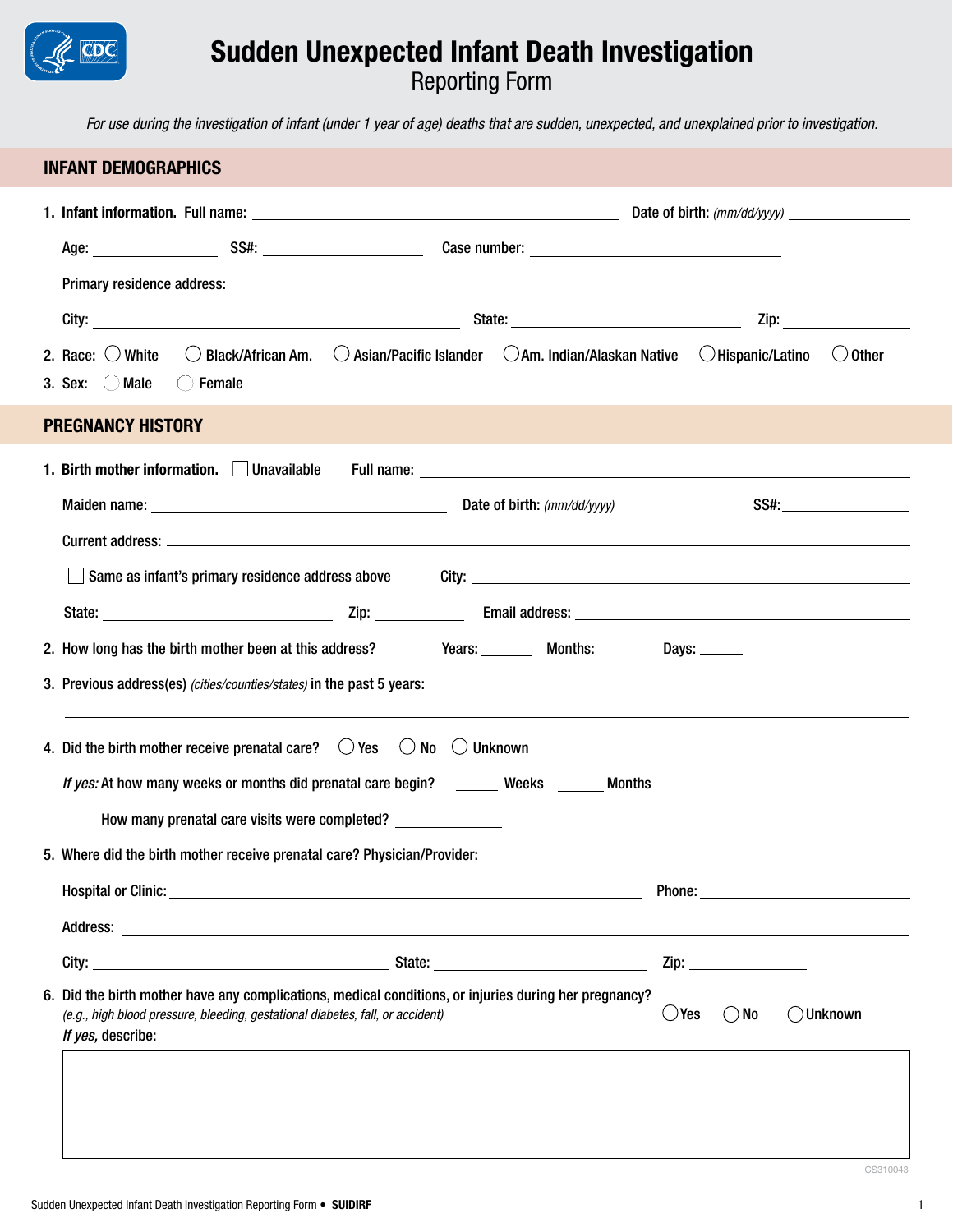# Sudden Unexpected Infant Death Investigation

## Reporting Form

*For use during the investigation of infant (under 1 year of age) deaths that are sudden, unexpected, and unexplained prior to investigation.*

## INFANT DEMOGRAPHICS

1. **Infant information.** Full name: ______________________ Date of birth: *(mm/dd/yyyy)* ______________

   Age: __________ SS#: ______________ Case number: ______________________

   Primary residence address: ______________________________________________

   City: ______________________ State: ______________________ Zip: __________

2. Race: ◯ White ◯ Black/African Am. ◯ Asian/Pacific Islander ◯ Am. Indian/Alaskan Native ◯ Hispanic/Latino ◯ Other
3. Sex: ◯ Male ◯ Female

## PREGNANCY HISTORY

1. **Birth mother information.** ☐ Unavailable Full name: ______________________________

   Maiden name: ______________________ Date of birth: *(mm/dd/yyyy)* ______________ SS#: ______________

   Current address: ______________________________________________

   ☐ Same as infant's primary residence address above City: ______________________

   State: ______________ Zip: __________ Email address: ______________________

2. How long has the birth mother been at this address? Years: ______ Months: ______ Days: ______
3. Previous address(es) *(cities/counties/states)* in the past 5 years:

   ______________________________________________

4. Did the birth mother receive prenatal care? ◯ Yes ◯ No ◯ Unknown

   *If yes:* At how many weeks or months did prenatal care begin? ______ Weeks ______ Months

   How many prenatal care visits were completed? __________

5. Where did the birth mother receive prenatal care? Physician/Provider: ______________________

   Hospital or Clinic: ______________________ Phone: ______________

   Address: ______________________________________________

   City: ______________________ State: ______________________ Zip: __________

6. Did the birth mother have any complications, medical conditions, or injuries during her pregnancy? *(e.g., high blood pressure, bleeding, gestational diabetes, fall, or accident)* ◯ Yes ◯ No ◯ Unknown

   *If yes,* describe:

   ______________________________________________

CS310043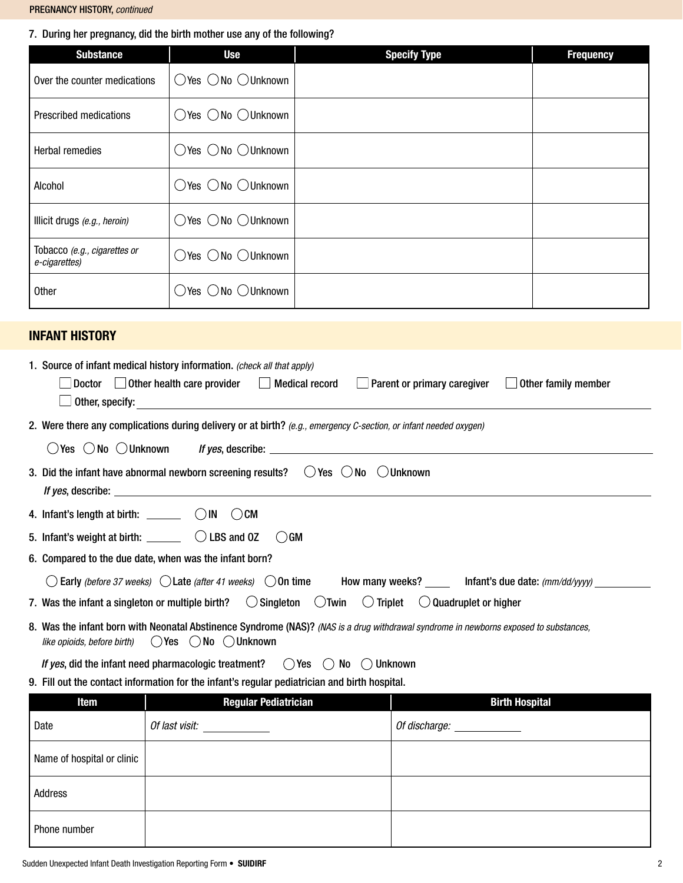PREGNANCY HISTORY, *continued*

7. During her pregnancy, did the birth mother use any of the following?

| Substance | Use | Specify Type | Frequency |
|---|---|---|---|
| Over the counter medications | ◯Yes ◯No ◯Unknown | | |
| Prescribed medications | ◯Yes ◯No ◯Unknown | | |
| Herbal remedies | ◯Yes ◯No ◯Unknown | | |
| Alcohol | ◯Yes ◯No ◯Unknown | | |
| Illicit drugs *(e.g., heroin)* | ◯Yes ◯No ◯Unknown | | |
| Tobacco *(e.g., cigarettes or e-cigarettes)* | ◯Yes ◯No ◯Unknown | | |
| Other | ◯Yes ◯No ◯Unknown | | |

## INFANT HISTORY

1. Source of infant medical history information. *(check all that apply)*

   ☐ Doctor ☐ Other health care provider ☐ Medical record ☐ Parent or primary caregiver ☐ Other family member
   ☐ Other, specify: ____________________

2. Were there any complications during delivery or at birth? *(e.g., emergency C-section, or infant needed oxygen)*

   ◯Yes ◯No ◯Unknown *If yes*, describe: ____________________

3. Did the infant have abnormal newborn screening results? ◯Yes ◯No ◯Unknown

   *If yes*, describe: ____________________

4. Infant's length at birth: ______ ◯IN ◯CM

5. Infant's weight at birth: ______ ◯LBS and OZ ◯GM

6. Compared to the due date, when was the infant born?

   ◯Early *(before 37 weeks)* ◯Late *(after 41 weeks)* ◯On time How many weeks? ____ Infant's due date: *(mm/dd/yyyy)* __________

7. Was the infant a singleton or multiple birth? ◯Singleton ◯Twin ◯Triplet ◯Quadruplet or higher

8. Was the infant born with Neonatal Abstinence Syndrome (NAS)? *(NAS is a drug withdrawal syndrome in newborns exposed to substances, like opioids, before birth)* ◯Yes ◯No ◯Unknown

   *If yes*, did the infant need pharmacologic treatment? ◯Yes ◯No ◯Unknown

9. Fill out the contact information for the infant's regular pediatrician and birth hospital.

| Item | Regular Pediatrician | Birth Hospital |
|---|---|---|
| Date | *Of last visit:* __________ | *Of discharge:* __________ |
| Name of hospital or clinic | | |
| Address | | |
| Phone number | | |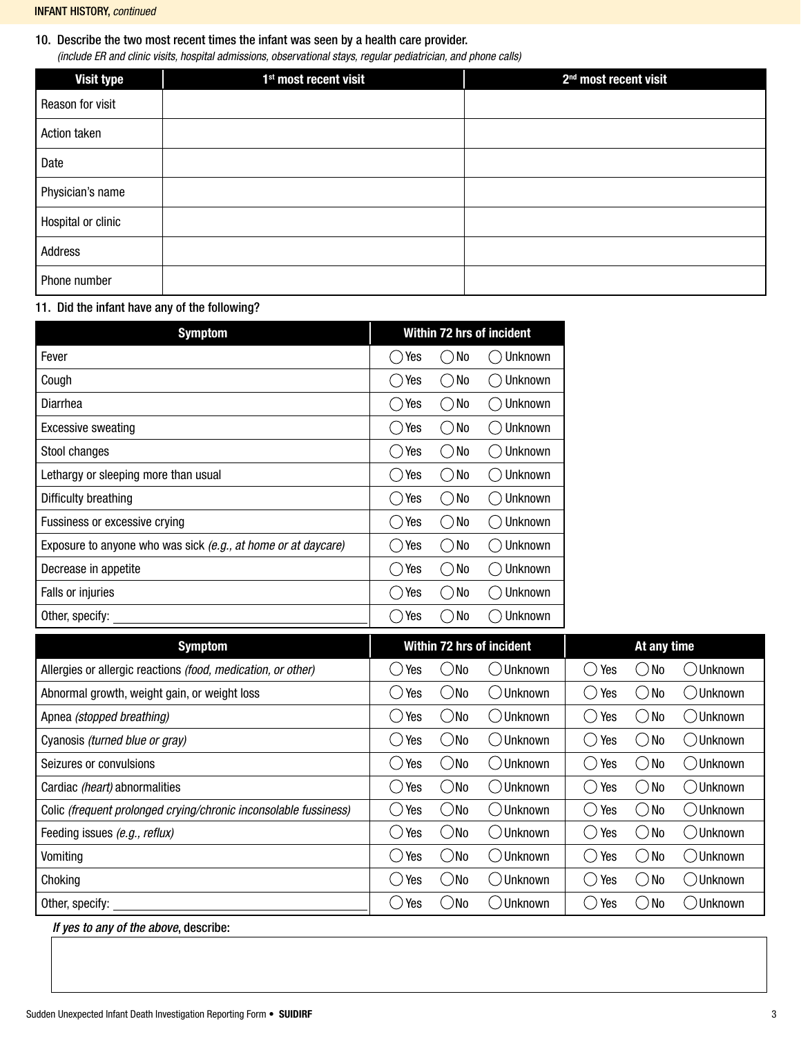**INFANT HISTORY,** *continued*

**10. Describe the two most recent times the infant was seen by a health care provider.**
*(include ER and clinic visits, hospital admissions, observational stays, regular pediatrician, and phone calls)*

| Visit type | 1st most recent visit | 2nd most recent visit |
|---|---|---|
| Reason for visit | | |
| Action taken | | |
| Date | | |
| Physician's name | | |
| Hospital or clinic | | |
| Address | | |
| Phone number | | |

**11. Did the infant have any of the following?**

| Symptom | Within 72 hrs of incident |
|---|---|
| Fever | ◯ Yes ◯ No ◯ Unknown |
| Cough | ◯ Yes ◯ No ◯ Unknown |
| Diarrhea | ◯ Yes ◯ No ◯ Unknown |
| Excessive sweating | ◯ Yes ◯ No ◯ Unknown |
| Stool changes | ◯ Yes ◯ No ◯ Unknown |
| Lethargy or sleeping more than usual | ◯ Yes ◯ No ◯ Unknown |
| Difficulty breathing | ◯ Yes ◯ No ◯ Unknown |
| Fussiness or excessive crying | ◯ Yes ◯ No ◯ Unknown |
| Exposure to anyone who was sick *(e.g., at home or at daycare)* | ◯ Yes ◯ No ◯ Unknown |
| Decrease in appetite | ◯ Yes ◯ No ◯ Unknown |
| Falls or injuries | ◯ Yes ◯ No ◯ Unknown |
| Other, specify: ______________________ | ◯ Yes ◯ No ◯ Unknown |

| Symptom | Within 72 hrs of incident | At any time |
|---|---|---|
| Allergies or allergic reactions *(food, medication, or other)* | ◯ Yes ◯ No ◯ Unknown | ◯ Yes ◯ No ◯ Unknown |
| Abnormal growth, weight gain, or weight loss | ◯ Yes ◯ No ◯ Unknown | ◯ Yes ◯ No ◯ Unknown |
| Apnea *(stopped breathing)* | ◯ Yes ◯ No ◯ Unknown | ◯ Yes ◯ No ◯ Unknown |
| Cyanosis *(turned blue or gray)* | ◯ Yes ◯ No ◯ Unknown | ◯ Yes ◯ No ◯ Unknown |
| Seizures or convulsions | ◯ Yes ◯ No ◯ Unknown | ◯ Yes ◯ No ◯ Unknown |
| Cardiac *(heart)* abnormalities | ◯ Yes ◯ No ◯ Unknown | ◯ Yes ◯ No ◯ Unknown |
| Colic *(frequent prolonged crying/chronic inconsolable fussiness)* | ◯ Yes ◯ No ◯ Unknown | ◯ Yes ◯ No ◯ Unknown |
| Feeding issues *(e.g., reflux)* | ◯ Yes ◯ No ◯ Unknown | ◯ Yes ◯ No ◯ Unknown |
| Vomiting | ◯ Yes ◯ No ◯ Unknown | ◯ Yes ◯ No ◯ Unknown |
| Choking | ◯ Yes ◯ No ◯ Unknown | ◯ Yes ◯ No ◯ Unknown |
| Other, specify: ______________________ | ◯ Yes ◯ No ◯ Unknown | ◯ Yes ◯ No ◯ Unknown |

***If yes to any of the above*, describe:**

______________________________________________________________________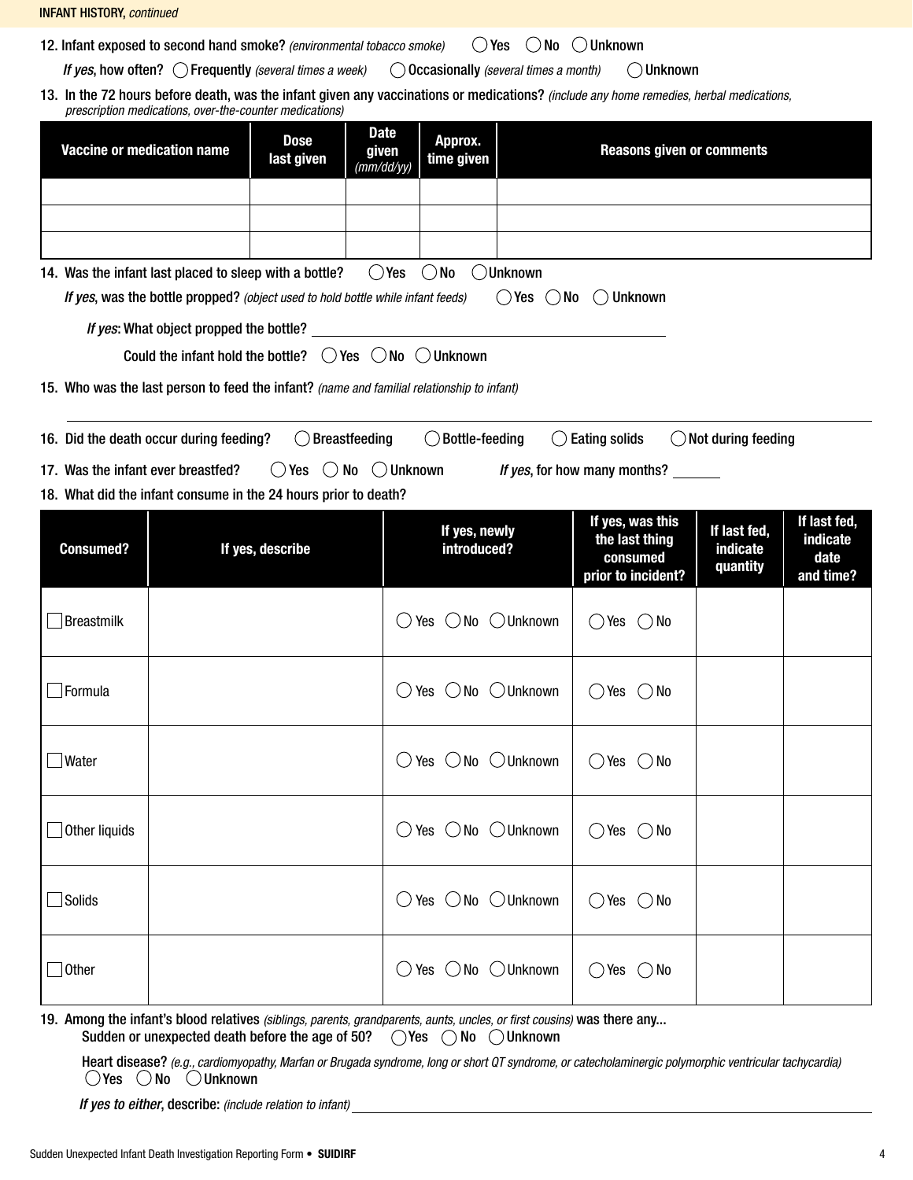**INFANT HISTORY,** *continued*

12. Infant exposed to second hand smoke? *(environmental tobacco smoke)* ◯ Yes ◯ No ◯ Unknown

   *If yes*, how often? ◯ Frequently *(several times a week)* ◯ Occasionally *(several times a month)* ◯ Unknown

13. In the 72 hours before death, was the infant given any vaccinations or medications? *(include any home remedies, herbal medications, prescription medications, over-the-counter medications)*

| Vaccine or medication name | Dose last given | Date given *(mm/dd/yy)* | Approx. time given | Reasons given or comments |
|---|---|---|---|---|
| | | | | |
| | | | | |
| | | | | |

14. Was the infant last placed to sleep with a bottle? ◯ Yes ◯ No ◯ Unknown

   *If yes*, was the bottle propped? *(object used to hold bottle while infant feeds)* ◯ Yes ◯ No ◯ Unknown

   *If yes*: What object propped the bottle? ____________________

   Could the infant hold the bottle? ◯ Yes ◯ No ◯ Unknown

15. Who was the last person to feed the infant? *(name and familial relationship to infant)*

   ____________________

16. Did the death occur during feeding? ◯ Breastfeeding ◯ Bottle-feeding ◯ Eating solids ◯ Not during feeding

17. Was the infant ever breastfed? ◯ Yes ◯ No ◯ Unknown *If yes*, for how many months? ______

18. What did the infant consume in the 24 hours prior to death?

| Consumed? | If yes, describe | If yes, newly introduced? | If yes, was this the last thing consumed prior to incident? | If last fed, indicate quantity | If last fed, indicate date and time? |
|---|---|---|---|---|---|
| ☐ Breastmilk | | ◯ Yes ◯ No ◯ Unknown | ◯ Yes ◯ No | | |
| ☐ Formula | | ◯ Yes ◯ No ◯ Unknown | ◯ Yes ◯ No | | |
| ☐ Water | | ◯ Yes ◯ No ◯ Unknown | ◯ Yes ◯ No | | |
| ☐ Other liquids | | ◯ Yes ◯ No ◯ Unknown | ◯ Yes ◯ No | | |
| ☐ Solids | | ◯ Yes ◯ No ◯ Unknown | ◯ Yes ◯ No | | |
| ☐ Other | | ◯ Yes ◯ No ◯ Unknown | ◯ Yes ◯ No | | |

19. Among the infant's blood relatives *(siblings, parents, grandparents, aunts, uncles, or first cousins)* was there any...

   Sudden or unexpected death before the age of 50? ◯ Yes ◯ No ◯ Unknown

   Heart disease? *(e.g., cardiomyopathy, Marfan or Brugada syndrome, long or short QT syndrome, or catecholaminergic polymorphic ventricular tachycardia)*
   ◯ Yes ◯ No ◯ Unknown

   *If yes to either*, describe: *(include relation to infant)* ____________________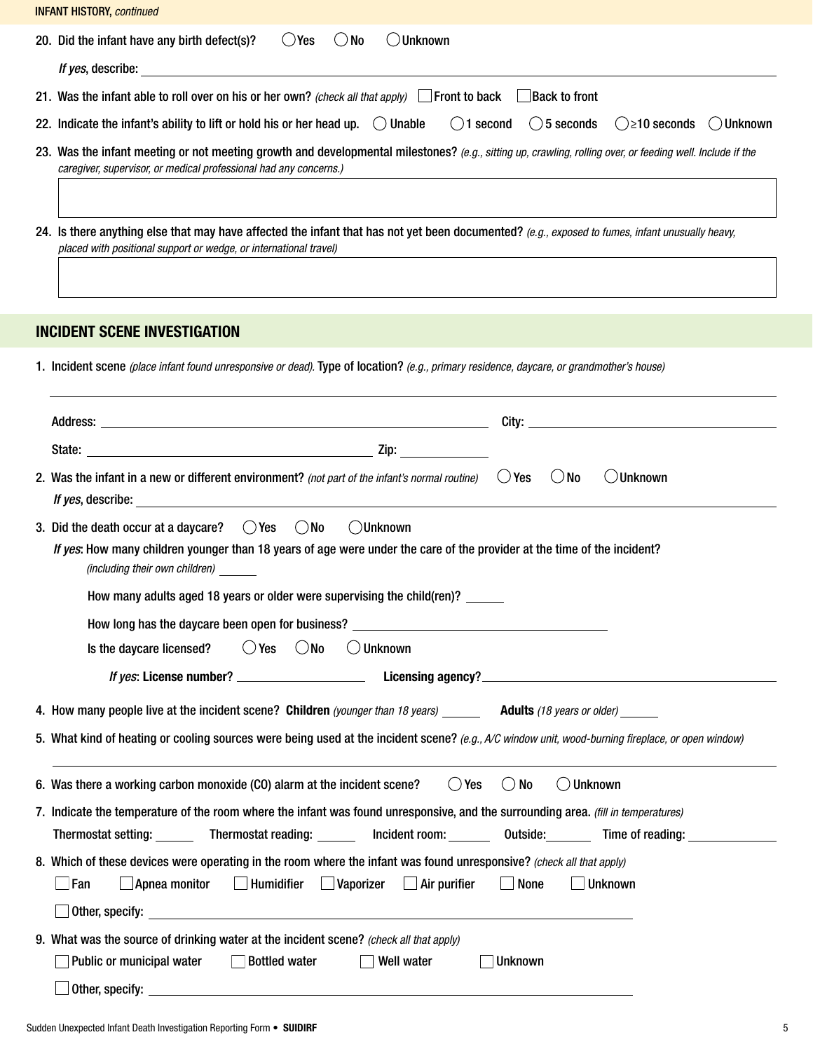**INFANT HISTORY**, *continued*

20. Did the infant have any birth defect(s)? ◯ Yes ◯ No ◯ Unknown

    *If yes*, describe: \_\_\_\_\_\_\_\_\_\_\_\_\_\_\_\_\_\_\_\_\_\_\_\_\_\_\_\_\_\_\_\_\_\_\_\_\_\_\_\_

21. Was the infant able to roll over on his or her own? *(check all that apply)* ☐ Front to back ☐ Back to front

22. Indicate the infant's ability to lift or hold his or her head up. ◯ Unable ◯ 1 second ◯ 5 seconds ◯ ≥10 seconds ◯ Unknown

23. Was the infant meeting or not meeting growth and developmental milestones? *(e.g., sitting up, crawling, rolling over, or feeding well. Include if the caregiver, supervisor, or medical professional had any concerns.)*

24. Is there anything else that may have affected the infant that has not yet been documented? *(e.g., exposed to fumes, infant unusually heavy, placed with positional support or wedge, or international travel)*

## INCIDENT SCENE INVESTIGATION

1. Incident scene *(place infant found unresponsive or dead).* Type of location? *(e.g., primary residence, daycare, or grandmother's house)*

   \_\_\_\_\_\_\_\_\_\_\_\_\_\_\_\_\_\_\_\_\_\_\_\_\_\_\_\_\_\_\_\_\_\_\_\_\_\_\_\_

   Address: \_\_\_\_\_\_\_\_\_\_\_\_\_\_\_\_\_\_\_\_ City: \_\_\_\_\_\_\_\_\_\_\_\_\_\_\_\_

   State: \_\_\_\_\_\_\_\_\_\_\_\_\_\_\_\_ Zip: \_\_\_\_\_\_\_\_

2. Was the infant in a new or different environment? *(not part of the infant's normal routine)* ◯ Yes ◯ No ◯ Unknown

   *If yes*, describe: \_\_\_\_\_\_\_\_\_\_\_\_\_\_\_\_\_\_\_\_\_\_\_\_\_\_\_\_\_\_\_\_\_\_\_\_\_\_\_\_

3. Did the death occur at a daycare? ◯ Yes ◯ No ◯ Unknown

   *If yes*: How many children younger than 18 years of age were under the care of the provider at the time of the incident? *(including their own children)* \_\_\_\_\_\_

   How many adults aged 18 years or older were supervising the child(ren)? \_\_\_\_\_\_

   How long has the daycare been open for business? \_\_\_\_\_\_\_\_\_\_\_\_\_\_\_\_\_\_\_\_

   Is the daycare licensed? ◯ Yes ◯ No ◯ Unknown

   *If yes*: **License number?** \_\_\_\_\_\_\_\_\_\_\_\_ **Licensing agency?** \_\_\_\_\_\_\_\_\_\_\_\_\_\_\_\_\_\_\_\_

4. How many people live at the incident scene? **Children** *(younger than 18 years)* \_\_\_\_\_\_ **Adults** *(18 years or older)* \_\_\_\_\_\_

5. What kind of heating or cooling sources were being used at the incident scene? *(e.g., A/C window unit, wood-burning fireplace, or open window)*

   \_\_\_\_\_\_\_\_\_\_\_\_\_\_\_\_\_\_\_\_\_\_\_\_\_\_\_\_\_\_\_\_\_\_\_\_\_\_\_\_

6. Was there a working carbon monoxide (CO) alarm at the incident scene? ◯ Yes ◯ No ◯ Unknown

7. Indicate the temperature of the room where the infant was found unresponsive, and the surrounding area. *(fill in temperatures)*

   Thermostat setting: \_\_\_\_\_\_ Thermostat reading: \_\_\_\_\_\_ Incident room: \_\_\_\_\_\_ Outside: \_\_\_\_\_\_ Time of reading: \_\_\_\_\_\_\_\_

8. Which of these devices were operating in the room where the infant was found unresponsive? *(check all that apply)*

   ☐ Fan ☐ Apnea monitor ☐ Humidifier ☐ Vaporizer ☐ Air purifier ☐ None ☐ Unknown

   ☐ Other, specify: \_\_\_\_\_\_\_\_\_\_\_\_\_\_\_\_\_\_\_\_\_\_\_\_\_\_\_\_\_\_\_\_

9. What was the source of drinking water at the incident scene? *(check all that apply)*

   ☐ Public or municipal water ☐ Bottled water ☐ Well water ☐ Unknown

   ☐ Other, specify: \_\_\_\_\_\_\_\_\_\_\_\_\_\_\_\_\_\_\_\_\_\_\_\_\_\_\_\_\_\_\_\_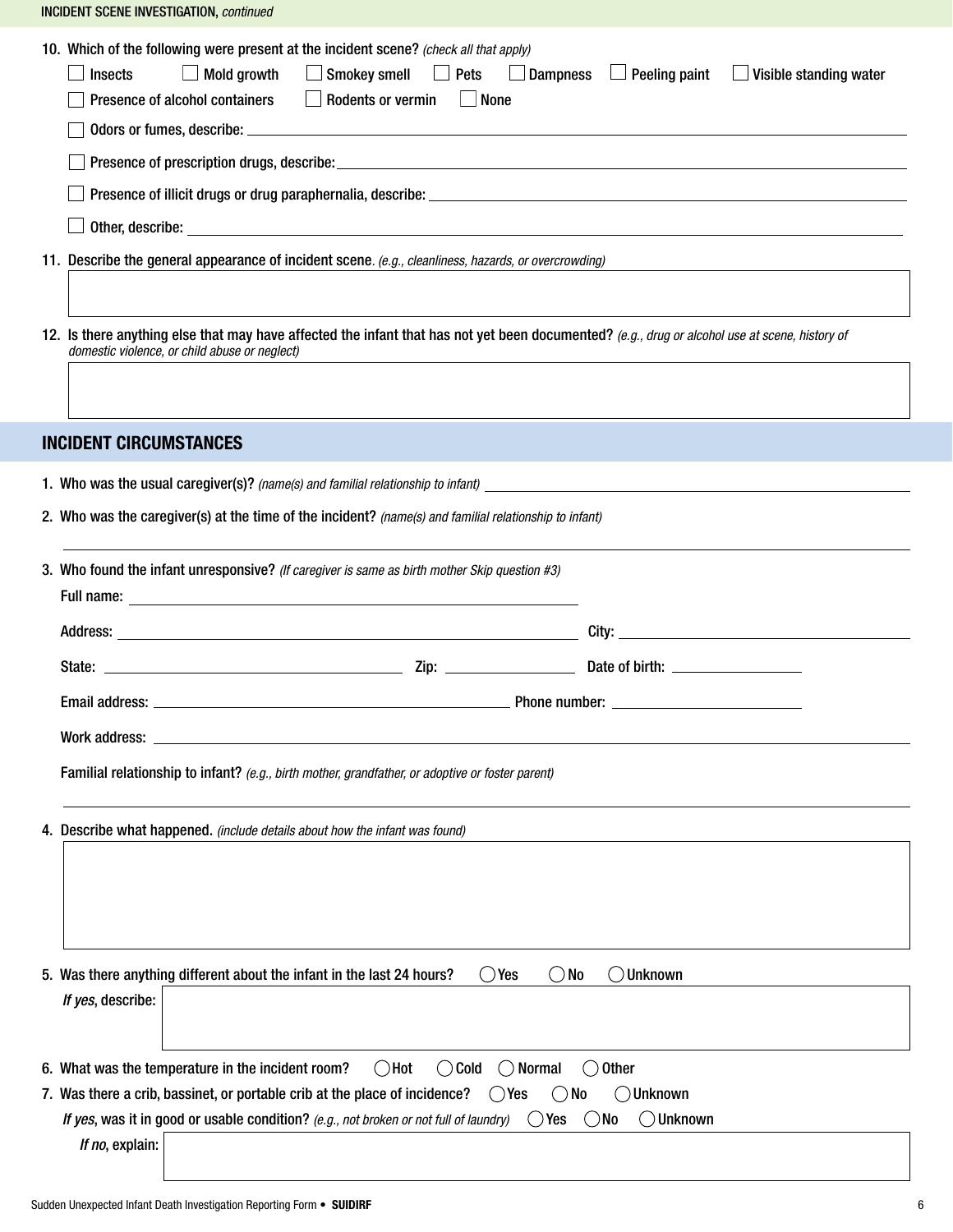INCIDENT SCENE INVESTIGATION, *continued*

10. Which of the following were present at the incident scene? *(check all that apply)*

☐ Insects ☐ Mold growth ☐ Smokey smell ☐ Pets ☐ Dampness ☐ Peeling paint ☐ Visible standing water

☐ Presence of alcohol containers ☐ Rodents or vermin ☐ None

☐ Odors or fumes, describe: ______________________________

☐ Presence of prescription drugs, describe: ______________________________

☐ Presence of illicit drugs or drug paraphernalia, describe: ______________________________

☐ Other, describe: ______________________________

11. Describe the general appearance of incident scene. *(e.g., cleanliness, hazards, or overcrowding)*

| |
|---|
| |

12. Is there anything else that may have affected the infant that has not yet been documented? *(e.g., drug or alcohol use at scene, history of domestic violence, or child abuse or neglect)*

| |
|---|
| |

## INCIDENT CIRCUMSTANCES

1. Who was the usual caregiver(s)? *(name(s) and familial relationship to infant)* ______________________________

2. Who was the caregiver(s) at the time of the incident? *(name(s) and familial relationship to infant)*

______________________________

3. Who found the infant unresponsive? *(If caregiver is same as birth mother Skip question #3)*

Full name: ______________________________

Address: ______________________________ City: ______________________________

State: ______________________________ Zip: ______________ Date of birth: ______________

Email address: ______________________________ Phone number: ______________________________

Work address: ______________________________

Familial relationship to infant? *(e.g., birth mother, grandfather, or adoptive or foster parent)*

______________________________

4. Describe what happened. *(include details about how the infant was found)*

| |
|---|
| |

5. Was there anything different about the infant in the last 24 hours? ◯ Yes ◯ No ◯ Unknown

*If yes*, describe:

| |
|---|
| |

6. What was the temperature in the incident room? ◯ Hot ◯ Cold ◯ Normal ◯ Other

7. Was there a crib, bassinet, or portable crib at the place of incidence? ◯ Yes ◯ No ◯ Unknown

*If yes*, was it in good or usable condition? *(e.g., not broken or not full of laundry)* ◯ Yes ◯ No ◯ Unknown

*If no*, explain:

| |
|---|
| |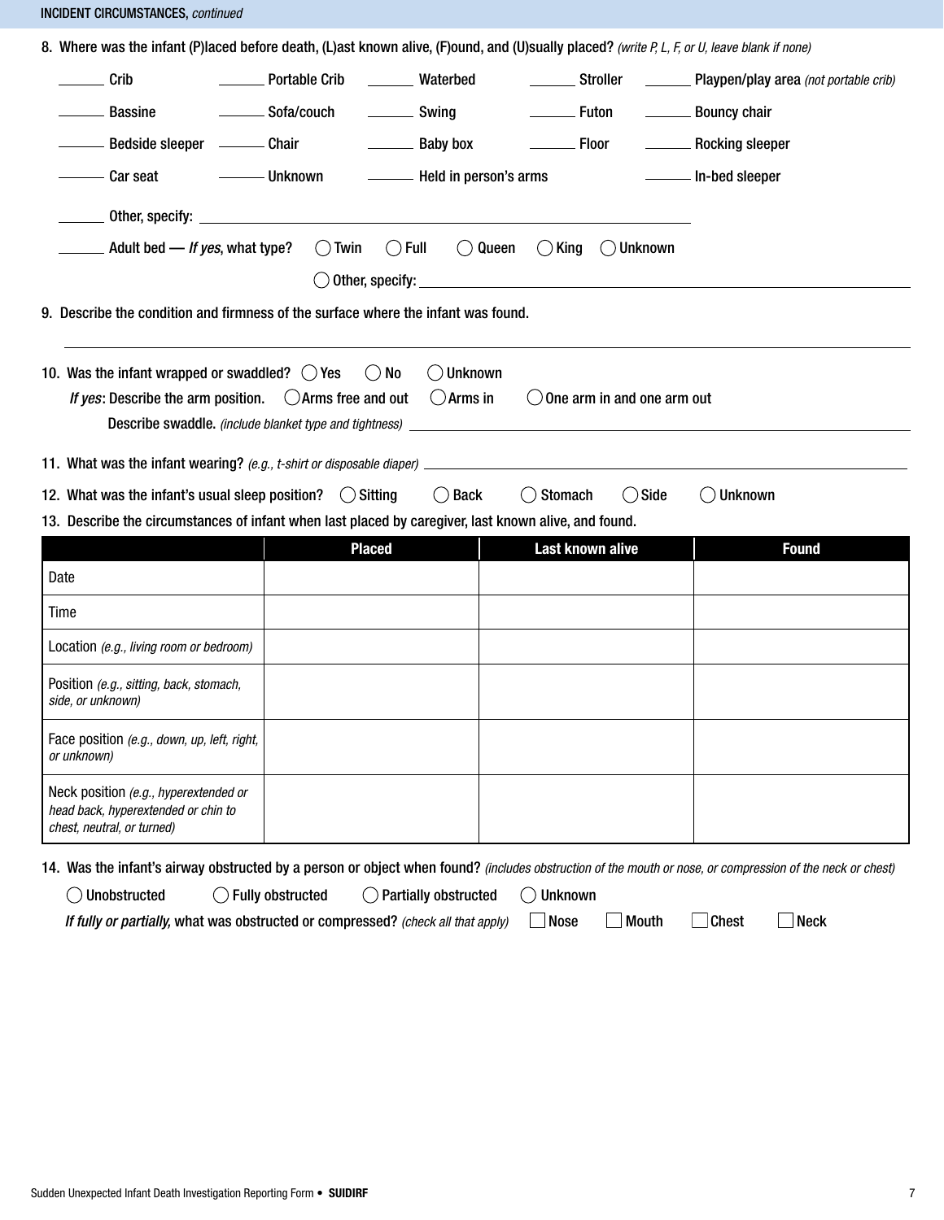INCIDENT CIRCUMSTANCES, *continued*

8. Where was the infant (P)laced before death, (L)ast known alive, (F)ound, and (U)sually placed? *(write P, L, F, or U, leave blank if none)*

| | | | | |
|---|---|---|---|---|
| ______ Crib | ______ Portable Crib | ______ Waterbed | ______ Stroller | ______ Playpen/play area *(not portable crib)* |
| ______ Bassine | ______ Sofa/couch | ______ Swing | ______ Futon | ______ Bouncy chair |
| ______ Bedside sleeper | ______ Chair | ______ Baby box | ______ Floor | ______ Rocking sleeper |
| ______ Car seat | ______ Unknown | ______ Held in person's arms | | ______ In-bed sleeper |

______ Other, specify: ____________________

______ Adult bed — *If yes*, what type? ◯ Twin ◯ Full ◯ Queen ◯ King ◯ Unknown

◯ Other, specify: ____________________

9. Describe the condition and firmness of the surface where the infant was found.

____________________

10. Was the infant wrapped or swaddled? ◯ Yes ◯ No ◯ Unknown

*If yes*: Describe the arm position. ◯ Arms free and out ◯ Arms in ◯ One arm in and one arm out

Describe swaddle. *(include blanket type and tightness)* ____________________

11. What was the infant wearing? *(e.g., t-shirt or disposable diaper)* ____________________

12. What was the infant's usual sleep position? ◯ Sitting ◯ Back ◯ Stomach ◯ Side ◯ Unknown

13. Describe the circumstances of infant when last placed by caregiver, last known alive, and found.

| | Placed | Last known alive | Found |
|---|---|---|---|
| Date | | | |
| Time | | | |
| Location *(e.g., living room or bedroom)* | | | |
| Position *(e.g., sitting, back, stomach, side, or unknown)* | | | |
| Face position *(e.g., down, up, left, right, or unknown)* | | | |
| Neck position *(e.g., hyperextended or head back, hyperextended or chin to chest, neutral, or turned)* | | | |

14. Was the infant's airway obstructed by a person or object when found? *(includes obstruction of the mouth or nose, or compression of the neck or chest)*

◯ Unobstructed ◯ Fully obstructed ◯ Partially obstructed ◯ Unknown

*If fully or partially,* what was obstructed or compressed? *(check all that apply)* ☐ Nose ☐ Mouth ☐ Chest ☐ Neck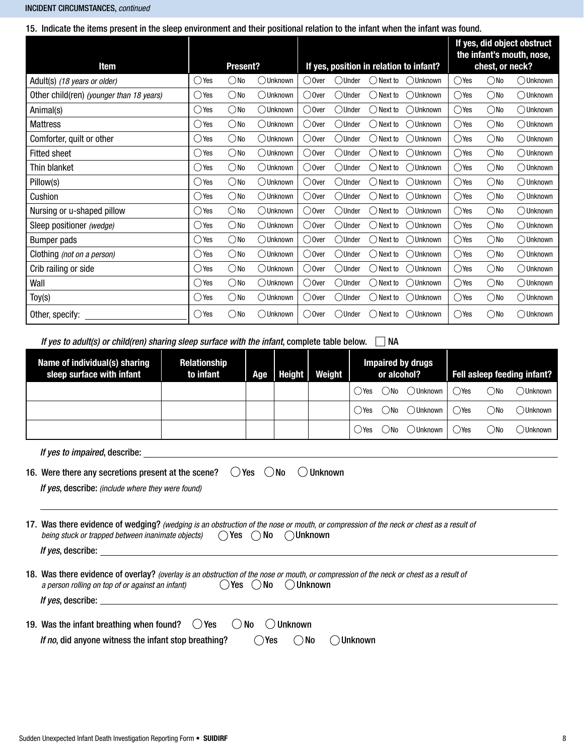INCIDENT CIRCUMSTANCES, *continued*

15. Indicate the items present in the sleep environment and their positional relation to the infant when the infant was found.

| Item | Present? | If yes, position in relation to infant? | If yes, did object obstruct the infant's mouth, nose, chest, or neck? |
|---|---|---|---|
| Adult(s) *(18 years or older)* | ◯Yes ◯No ◯Unknown | ◯Over ◯Under ◯Next to ◯Unknown | ◯Yes ◯No ◯Unknown |
| Other child(ren) *(younger than 18 years)* | ◯Yes ◯No ◯Unknown | ◯Over ◯Under ◯Next to ◯Unknown | ◯Yes ◯No ◯Unknown |
| Animal(s) | ◯Yes ◯No ◯Unknown | ◯Over ◯Under ◯Next to ◯Unknown | ◯Yes ◯No ◯Unknown |
| Mattress | ◯Yes ◯No ◯Unknown | ◯Over ◯Under ◯Next to ◯Unknown | ◯Yes ◯No ◯Unknown |
| Comforter, quilt or other | ◯Yes ◯No ◯Unknown | ◯Over ◯Under ◯Next to ◯Unknown | ◯Yes ◯No ◯Unknown |
| Fitted sheet | ◯Yes ◯No ◯Unknown | ◯Over ◯Under ◯Next to ◯Unknown | ◯Yes ◯No ◯Unknown |
| Thin blanket | ◯Yes ◯No ◯Unknown | ◯Over ◯Under ◯Next to ◯Unknown | ◯Yes ◯No ◯Unknown |
| Pillow(s) | ◯Yes ◯No ◯Unknown | ◯Over ◯Under ◯Next to ◯Unknown | ◯Yes ◯No ◯Unknown |
| Cushion | ◯Yes ◯No ◯Unknown | ◯Over ◯Under ◯Next to ◯Unknown | ◯Yes ◯No ◯Unknown |
| Nursing or u-shaped pillow | ◯Yes ◯No ◯Unknown | ◯Over ◯Under ◯Next to ◯Unknown | ◯Yes ◯No ◯Unknown |
| Sleep positioner *(wedge)* | ◯Yes ◯No ◯Unknown | ◯Over ◯Under ◯Next to ◯Unknown | ◯Yes ◯No ◯Unknown |
| Bumper pads | ◯Yes ◯No ◯Unknown | ◯Over ◯Under ◯Next to ◯Unknown | ◯Yes ◯No ◯Unknown |
| Clothing *(not on a person)* | ◯Yes ◯No ◯Unknown | ◯Over ◯Under ◯Next to ◯Unknown | ◯Yes ◯No ◯Unknown |
| Crib railing or side | ◯Yes ◯No ◯Unknown | ◯Over ◯Under ◯Next to ◯Unknown | ◯Yes ◯No ◯Unknown |
| Wall | ◯Yes ◯No ◯Unknown | ◯Over ◯Under ◯Next to ◯Unknown | ◯Yes ◯No ◯Unknown |
| Toy(s) | ◯Yes ◯No ◯Unknown | ◯Over ◯Under ◯Next to ◯Unknown | ◯Yes ◯No ◯Unknown |
| Other, specify: ______ | ◯Yes ◯No ◯Unknown | ◯Over ◯Under ◯Next to ◯Unknown | ◯Yes ◯No ◯Unknown |

*If yes to adult(s) or child(ren) sharing sleep surface with the infant*, complete table below. ☐ NA

| Name of individual(s) sharing sleep surface with infant | Relationship to infant | Age | Height | Weight | Impaired by drugs or alcohol? | Fell asleep feeding infant? |
|---|---|---|---|---|---|---|
| | | | | | ◯Yes ◯No ◯Unknown | ◯Yes ◯No ◯Unknown |
| | | | | | ◯Yes ◯No ◯Unknown | ◯Yes ◯No ◯Unknown |
| | | | | | ◯Yes ◯No ◯Unknown | ◯Yes ◯No ◯Unknown |

*If yes to impaired*, describe: ______________________________

16. Were there any secretions present at the scene? ◯ Yes ◯ No ◯ Unknown

*If yes*, describe: *(include where they were found)*

______________________________

17. Was there evidence of wedging? *(wedging is an obstruction of the nose or mouth, or compression of the neck or chest as a result of being stuck or trapped between inanimate objects)* ◯ Yes ◯ No ◯ Unknown

*If yes*, describe: ______________________________

18. Was there evidence of overlay? *(overlay is an obstruction of the nose or mouth, or compression of the neck or chest as a result of a person rolling on top of or against an infant)* ◯ Yes ◯ No ◯ Unknown

*If yes*, describe: ______________________________

19. Was the infant breathing when found? ◯ Yes ◯ No ◯ Unknown

*If no*, did anyone witness the infant stop breathing? ◯ Yes ◯ No ◯ Unknown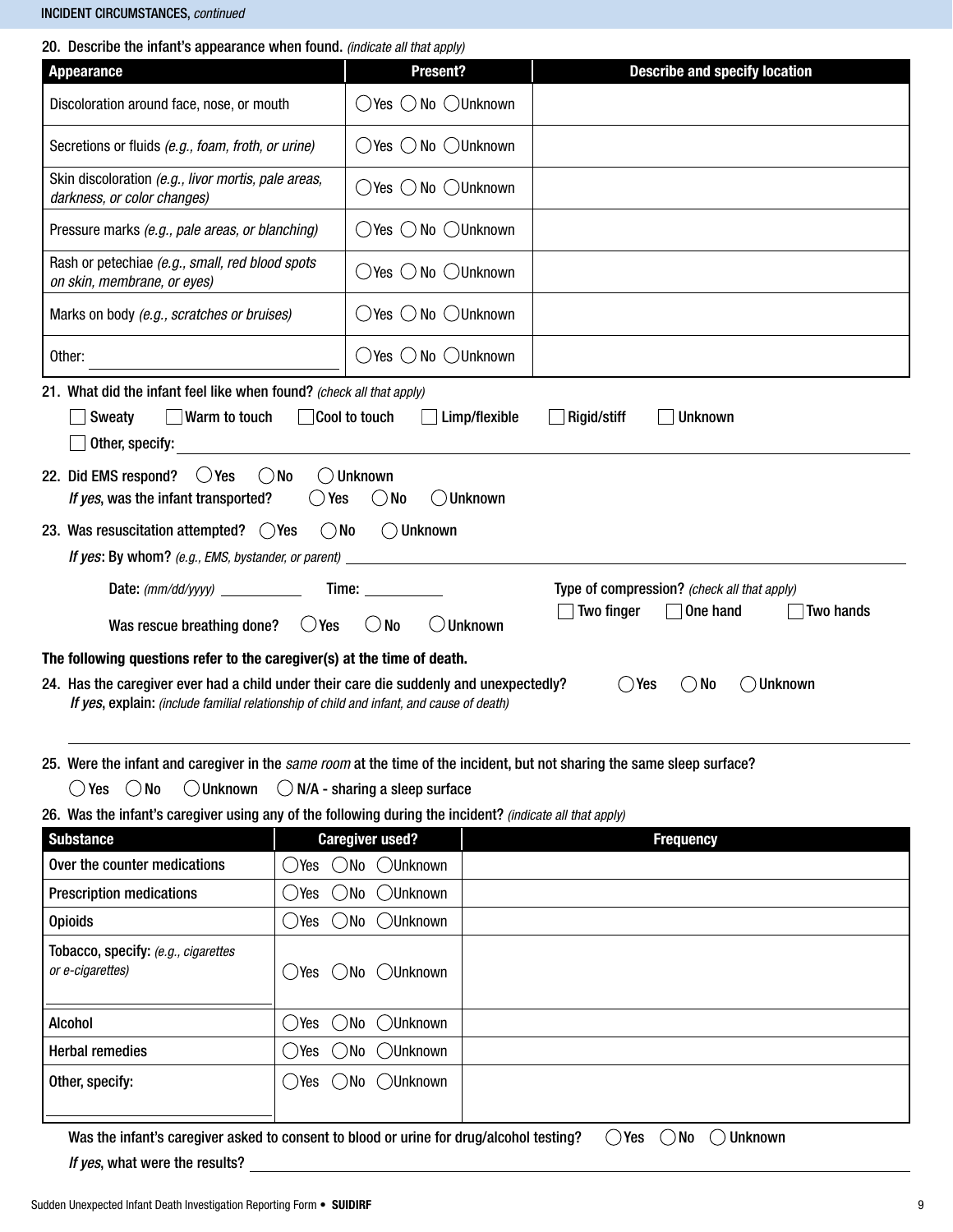## INCIDENT CIRCUMSTANCES, *continued*

**20. Describe the infant's appearance when found.** *(indicate all that apply)*

| Appearance | Present? | Describe and specify location |
|---|---|---|
| Discoloration around face, nose, or mouth | ◯Yes ◯No ◯Unknown | |
| Secretions or fluids *(e.g., foam, froth, or urine)* | ◯Yes ◯No ◯Unknown | |
| Skin discoloration *(e.g., livor mortis, pale areas, darkness, or color changes)* | ◯Yes ◯No ◯Unknown | |
| Pressure marks *(e.g., pale areas, or blanching)* | ◯Yes ◯No ◯Unknown | |
| Rash or petechiae *(e.g., small, red blood spots on skin, membrane, or eyes)* | ◯Yes ◯No ◯Unknown | |
| Marks on body *(e.g., scratches or bruises)* | ◯Yes ◯No ◯Unknown | |
| Other: ______________ | ◯Yes ◯No ◯Unknown | |

**21. What did the infant feel like when found?** *(check all that apply)*

☐ Sweaty ☐ Warm to touch ☐ Cool to touch ☐ Limp/flexible ☐ Rigid/stiff ☐ Unknown

☐ Other, specify: ______________________________

**22. Did EMS respond?** ◯Yes ◯No ◯Unknown

*If yes*, was the infant transported? ◯Yes ◯No ◯Unknown

**23. Was resuscitation attempted?** ◯Yes ◯No ◯Unknown

*If yes*: By whom? *(e.g., EMS, bystander, or parent)* ______________________________

Date: *(mm/dd/yyyy)* __________ Time: __________

Type of compression? *(check all that apply)* ☐ Two finger ☐ One hand ☐ Two hands

Was rescue breathing done? ◯Yes ◯No ◯Unknown

**The following questions refer to the caregiver(s) at the time of death.**

**24. Has the caregiver ever had a child under their care die suddenly and unexpectedly?** ◯Yes ◯No ◯Unknown

*If yes*, **explain:** *(include familial relationship of child and infant, and cause of death)*

______________________________

**25. Were the infant and caregiver in the *same room* at the time of the incident, but not sharing the same sleep surface?**

◯Yes ◯No ◯Unknown ◯N/A - sharing a sleep surface

**26. Was the infant's caregiver using any of the following during the incident?** *(indicate all that apply)*

| Substance | Caregiver used? | Frequency |
|---|---|---|
| Over the counter medications | ◯Yes ◯No ◯Unknown | |
| Prescription medications | ◯Yes ◯No ◯Unknown | |
| Opioids | ◯Yes ◯No ◯Unknown | |
| Tobacco, specify: *(e.g., cigarettes or e-cigarettes)* ______________ | ◯Yes ◯No ◯Unknown | |
| Alcohol | ◯Yes ◯No ◯Unknown | |
| Herbal remedies | ◯Yes ◯No ◯Unknown | |
| Other, specify: ______________ | ◯Yes ◯No ◯Unknown | |

Was the infant's caregiver asked to consent to blood or urine for drug/alcohol testing? ◯Yes ◯No ◯Unknown

*If yes*, what were the results? ______________________________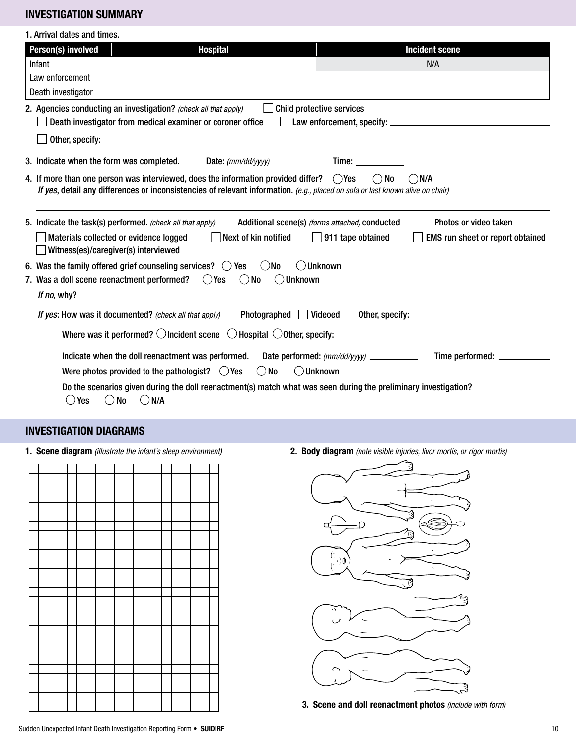## INVESTIGATION SUMMARY

1. Arrival dates and times.

| Person(s) involved | Hospital | Incident scene |
|---|---|---|
| Infant | | N/A |
| Law enforcement | | |
| Death investigator | | |

2. Agencies conducting an investigation? *(check all that apply)*
   - ☐ Child protective services
   - ☐ Death investigator from medical examiner or coroner office
   - ☐ Law enforcement, specify: ________________
   - ☐ Other, specify: ________________

3. Indicate when the form was completed. Date: *(mm/dd/yyyy)* ________ Time: ________

4. If more than one person was interviewed, does the information provided differ? ◯ Yes ◯ No ◯ N/A

   *If yes*, detail any differences or inconsistencies of relevant information. *(e.g., placed on sofa or last known alive on chair)*

   ________________

5. Indicate the task(s) performed. *(check all that apply)*
   - ☐ Additional scene(s) *(forms attached)* conducted
   - ☐ Photos or video taken
   - ☐ Materials collected or evidence logged
   - ☐ Next of kin notified
   - ☐ 911 tape obtained
   - ☐ EMS run sheet or report obtained
   - ☐ Witness(es)/caregiver(s) interviewed

6. Was the family offered grief counseling services? ◯ Yes ◯ No ◯ Unknown

7. Was a doll scene reenactment performed? ◯ Yes ◯ No ◯ Unknown

   *If no*, why? ________________

   *If yes*: How was it documented? *(check all that apply)* ☐ Photographed ☐ Videoed ☐ Other, specify: ________________

   Where was it performed? ◯ Incident scene ◯ Hospital ◯ Other, specify: ________________

   Indicate when the doll reenactment was performed. Date performed: *(mm/dd/yyyy)* ________ Time performed: ________

   Were photos provided to the pathologist? ◯ Yes ◯ No ◯ Unknown

   Do the scenarios given during the doll reenactment(s) match what was seen during the preliminary investigation?

   ◯ Yes ◯ No ◯ N/A

## INVESTIGATION DIAGRAMS

1. **Scene diagram** *(illustrate the infant's sleep environment)*

2. **Body diagram** *(note visible injuries, livor mortis, or rigor mortis)*

3. **Scene and doll reenactment photos** *(include with form)*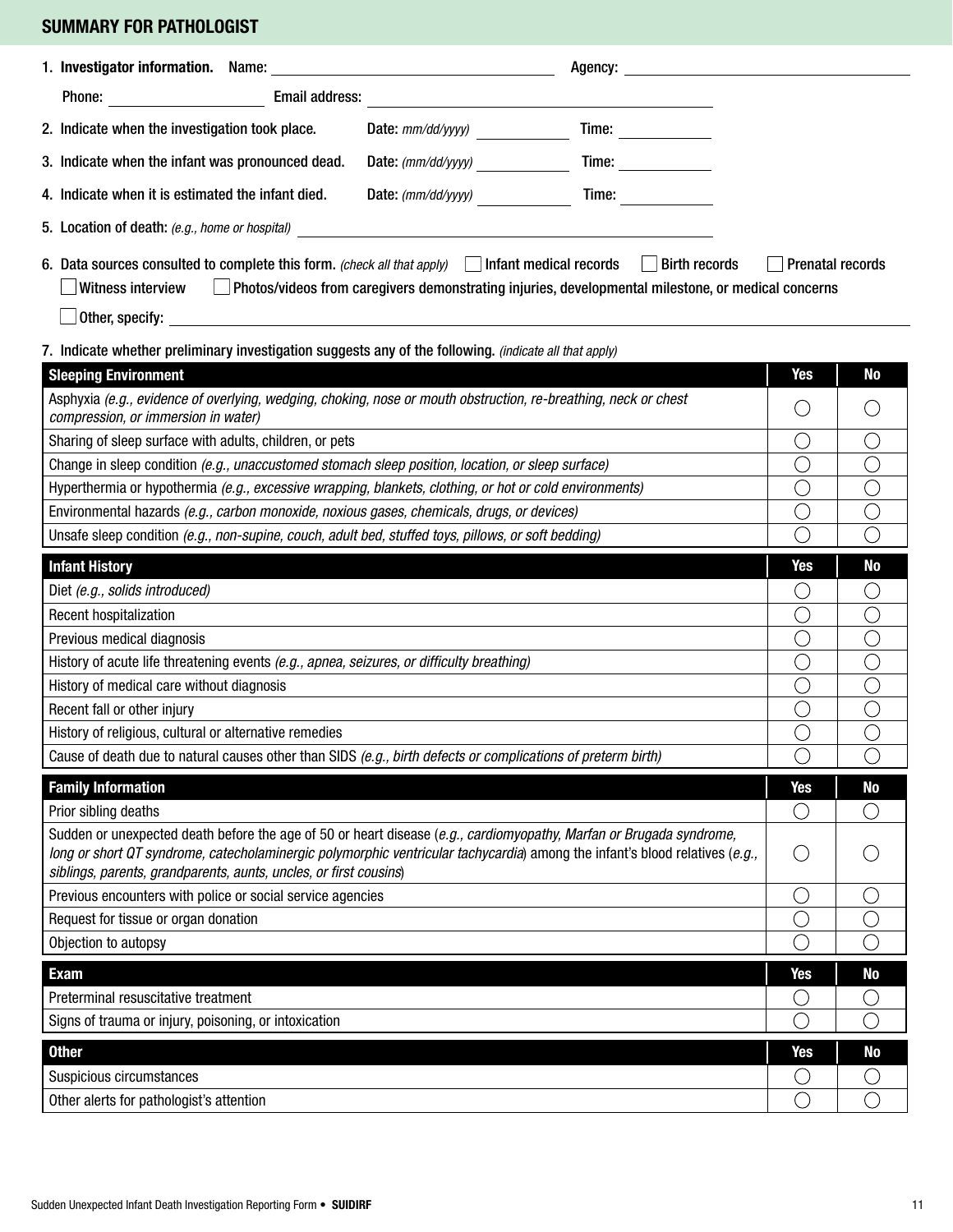## SUMMARY FOR PATHOLOGIST

1. **Investigator information.** Name: ______________________ Agency: ______________________

   Phone: ______________ Email address: ______________________

2. Indicate when the investigation took place. Date: *mm/dd/yyyy)* __________ Time: __________

3. Indicate when the infant was pronounced dead. Date: *(mm/dd/yyyy)* __________ Time: __________

4. Indicate when it is estimated the infant died. Date: *(mm/dd/yyyy)* __________ Time: __________

5. **Location of death:** *(e.g., home or hospital)* ______________________

6. **Data sources consulted to complete this form.** *(check all that apply)* ☐ Infant medical records ☐ Birth records ☐ Prenatal records ☐ Witness interview ☐ Photos/videos from caregivers demonstrating injuries, developmental milestone, or medical concerns ☐ Other, specify: ______________________

7. **Indicate whether preliminary investigation suggests any of the following.** *(indicate all that apply)*

| Sleeping Environment | Yes | No |
|---|---|---|
| Asphyxia *(e.g., evidence of overlying, wedging, choking, nose or mouth obstruction, re-breathing, neck or chest compression, or immersion in water)* | ○ | ○ |
| Sharing of sleep surface with adults, children, or pets | ○ | ○ |
| Change in sleep condition *(e.g., unaccustomed stomach sleep position, location, or sleep surface)* | ○ | ○ |
| Hyperthermia or hypothermia *(e.g., excessive wrapping, blankets, clothing, or hot or cold environments)* | ○ | ○ |
| Environmental hazards *(e.g., carbon monoxide, noxious gases, chemicals, drugs, or devices)* | ○ | ○ |
| Unsafe sleep condition *(e.g., non-supine, couch, adult bed, stuffed toys, pillows, or soft bedding)* | ○ | ○ |

| Infant History | Yes | No |
|---|---|---|
| Diet *(e.g., solids introduced)* | ○ | ○ |
| Recent hospitalization | ○ | ○ |
| Previous medical diagnosis | ○ | ○ |
| History of acute life threatening events *(e.g., apnea, seizures, or difficulty breathing)* | ○ | ○ |
| History of medical care without diagnosis | ○ | ○ |
| Recent fall or other injury | ○ | ○ |
| History of religious, cultural or alternative remedies | ○ | ○ |
| Cause of death due to natural causes other than SIDS *(e.g., birth defects or complications of preterm birth)* | ○ | ○ |

| Family Information | Yes | No |
|---|---|---|
| Prior sibling deaths | ○ | ○ |
| Sudden or unexpected death before the age of 50 or heart disease (*e.g., cardiomyopathy, Marfan or Brugada syndrome, long or short QT syndrome, catecholaminergic polymorphic ventricular tachycardia*) among the infant's blood relatives (*e.g., siblings, parents, grandparents, aunts, uncles, or first cousins*) | ○ | ○ |
| Previous encounters with police or social service agencies | ○ | ○ |
| Request for tissue or organ donation | ○ | ○ |
| Objection to autopsy | ○ | ○ |

| Exam | Yes | No |
|---|---|---|
| Preterminal resuscitative treatment | ○ | ○ |
| Signs of trauma or injury, poisoning, or intoxication | ○ | ○ |

| Other | Yes | No |
|---|---|---|
| Suspicious circumstances | ○ | ○ |
| Other alerts for pathologist's attention | ○ | ○ |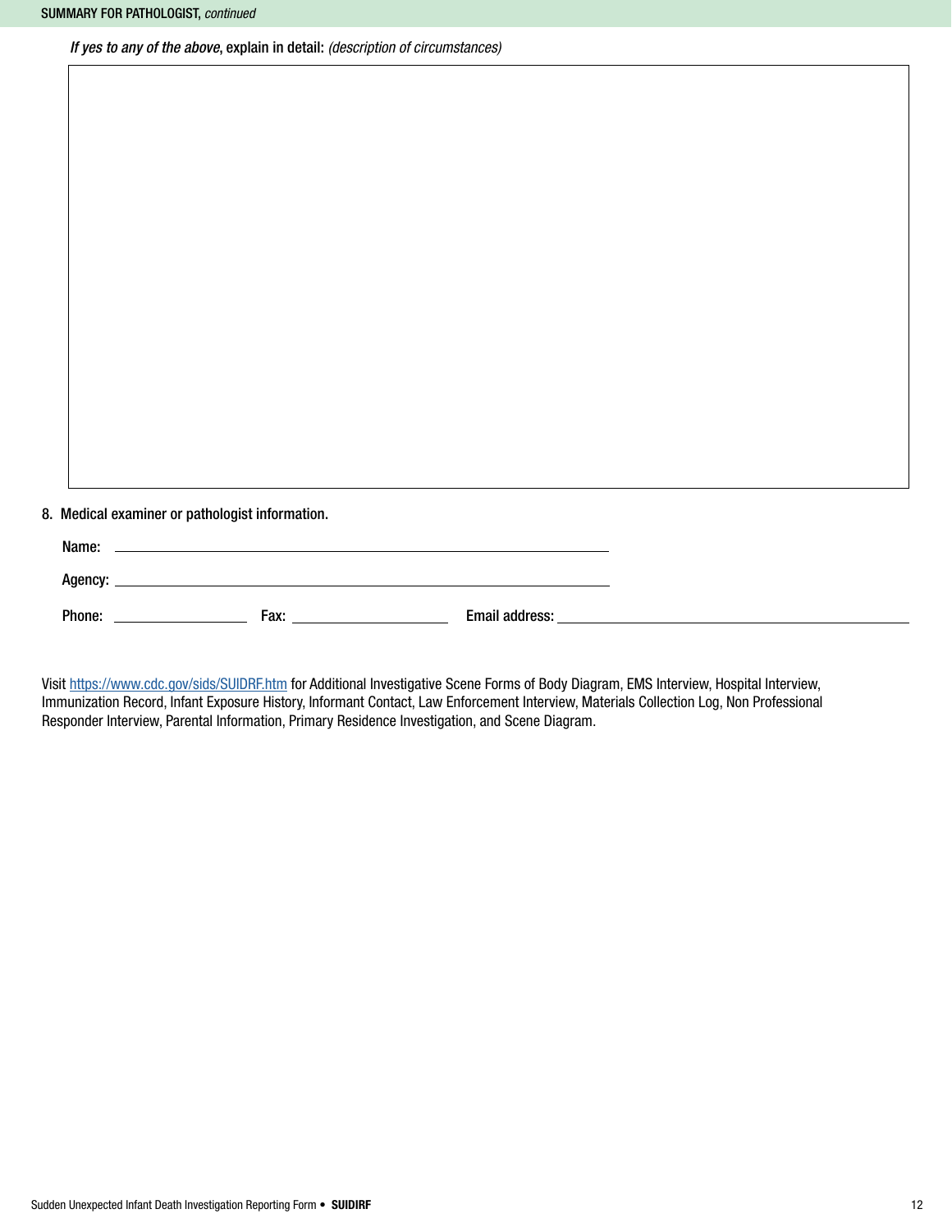SUMMARY FOR PATHOLOGIST, *continued*

*If yes to any of the above*, explain in detail: *(description of circumstances)*

8. Medical examiner or pathologist information.

Name: ______________________________

Agency: ______________________________

Phone: ____________ Fax: ____________ Email address: ______________________________

Visit https://www.cdc.gov/sids/SUIDRF.htm for Additional Investigative Scene Forms of Body Diagram, EMS Interview, Hospital Interview, Immunization Record, Infant Exposure History, Informant Contact, Law Enforcement Interview, Materials Collection Log, Non Professional Responder Interview, Parental Information, Primary Residence Investigation, and Scene Diagram.